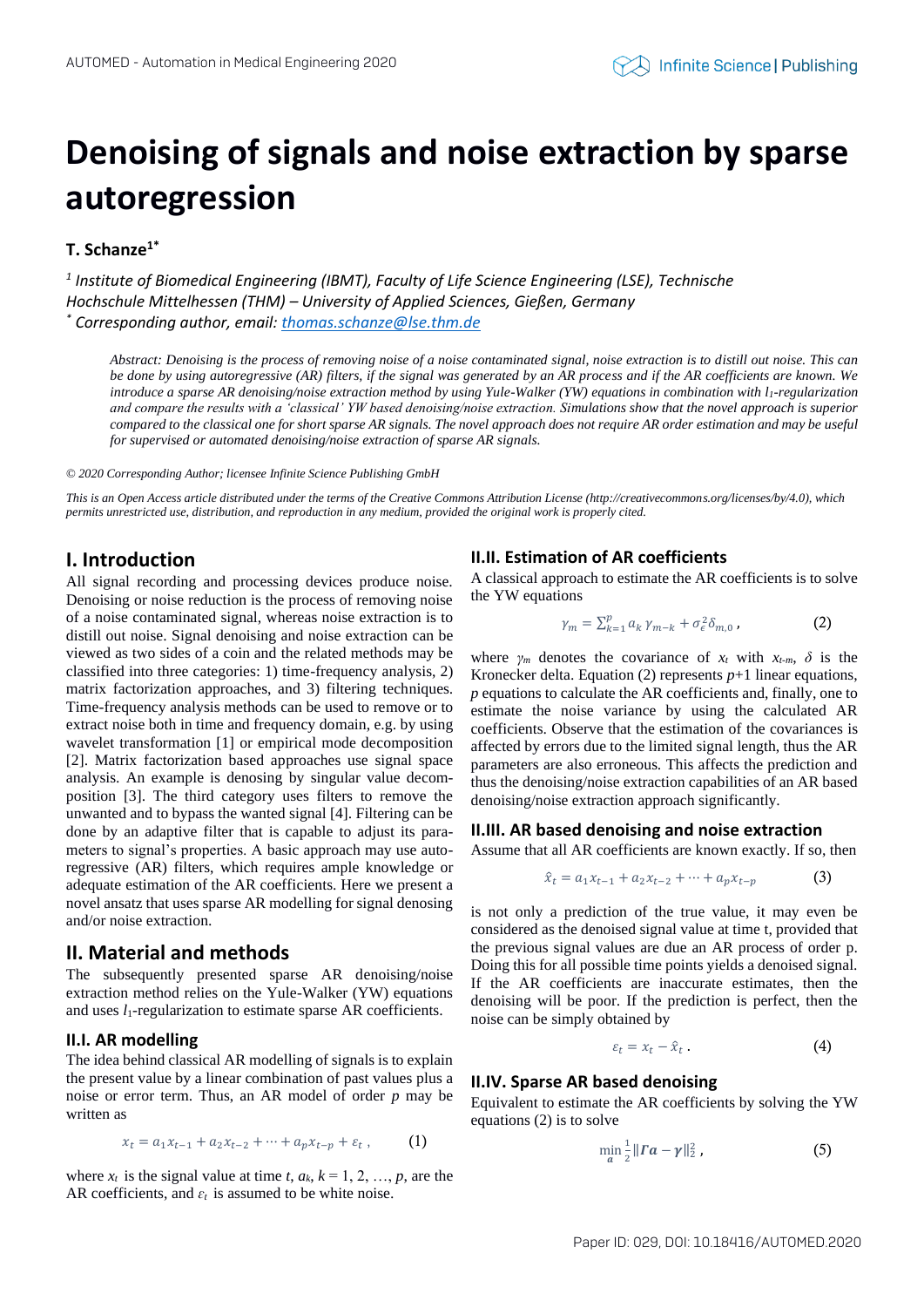# Denoising of signals and noise extraction by sparse autoregression

**T. Schanze[1*]**

*[1] Institute of Biomedical Engineering (IBMT), Faculty of Life Science Engineering (LSE), Technische Hochschule Mittelhessen (THM) – University of Applied Sciences, Gießen, Germany*
*[*] Corresponding author, email: thomas.schanze@lse.thm.de*

*Abstract: Denoising is the process of removing noise of a noise contaminated signal, noise extraction is to distill out noise. This can be done by using autoregressive (AR) filters, if the signal was generated by an AR process and if the AR coefficients are known. We introduce a sparse AR denoising/noise extraction method by using Yule-Walker (YW) equations in combination with $l_1$-regularization and compare the results with a 'classical' YW based denoising/noise extraction. Simulations show that the novel approach is superior compared to the classical one for short sparse AR signals. The novel approach does not require AR order estimation and may be useful for supervised or automated denoising/noise extraction of sparse AR signals.*

*© 2020 Corresponding Author; licensee Infinite Science Publishing GmbH*

*This is an Open Access article distributed under the terms of the Creative Commons Attribution License (http://creativecommons.org/licenses/by/4.0), which permits unrestricted use, distribution, and reproduction in any medium, provided the original work is properly cited.*

## I. Introduction

All signal recording and processing devices produce noise. Denoising or noise reduction is the process of removing noise of a noise contaminated signal, whereas noise extraction is to distill out noise. Signal denoising and noise extraction can be viewed as two sides of a coin and the related methods may be classified into three categories: 1) time-frequency analysis, 2) matrix factorization approaches, and 3) filtering techniques. Time-frequency analysis methods can be used to remove or to extract noise both in time and frequency domain, e.g. by using wavelet transformation [1] or empirical mode decomposition [2]. Matrix factorization based approaches use signal space analysis. An example is denosing by singular value decomposition [3]. The third category uses filters to remove the unwanted and to bypass the wanted signal [4]. Filtering can be done by an adaptive filter that is capable to adjust its parameters to signal's properties. A basic approach may use autoregressive (AR) filters, which requires ample knowledge or adequate estimation of the AR coefficients. Here we present a novel ansatz that uses sparse AR modelling for signal denoising and/or noise extraction.

## II. Material and methods

The subsequently presented sparse AR denoising/noise extraction method relies on the Yule-Walker (YW) equations and uses $l_1$-regularization to estimate sparse AR coefficients.

### II.I. AR modelling

The idea behind classical AR modelling of signals is to explain the present value by a linear combination of past values plus a noise or error term. Thus, an AR model of order $p$ may be written as

$$x_t = a_1 x_{t-1} + a_2 x_{t-2} + \cdots + a_p x_{t-p} + \varepsilon_t \,, \qquad (1)$$

where $x_t$ is the signal value at time $t$, $a_k$, $k = 1, 2, \ldots, p$, are the AR coefficients, and $\varepsilon_t$ is assumed to be white noise.

### II.II. Estimation of AR coefficients

A classical approach to estimate the AR coefficients is to solve the YW equations

$$\gamma_m = \sum_{k=1}^{p} a_k \, \gamma_{m-k} + \sigma_\varepsilon^2 \delta_{m,0} \,, \qquad (2)$$

where $\gamma_m$ denotes the covariance of $x_t$ with $x_{t-m}$, $\delta$ is the Kronecker delta. Equation (2) represents $p$+1 linear equations, $p$ equations to calculate the AR coefficients and, finally, one to estimate the noise variance by using the calculated AR coefficients. Observe that the estimation of the covariances is affected by errors due to the limited signal length, thus the AR parameters are also erroneous. This affects the prediction and thus the denoising/noise extraction capabilities of an AR based denoising/noise extraction approach significantly.

### II.III. AR based denoising and noise extraction

Assume that all AR coefficients are known exactly. If so, then

$$\hat{x}_t = a_1 x_{t-1} + a_2 x_{t-2} + \cdots + a_p x_{t-p} \qquad (3)$$

is not only a prediction of the true value, it may even be considered as the denoised signal value at time t, provided that the previous signal values are due an AR process of order p. Doing this for all possible time points yields a denoised signal. If the AR coefficients are inaccurate estimates, then the denoising will be poor. If the prediction is perfect, then the noise can be simply obtained by

$$\varepsilon_t = x_t - \hat{x}_t \,. \qquad (4)$$

### II.IV. Sparse AR based denoising

Equivalent to estimate the AR coefficients by solving the YW equations (2) is to solve

$$\min_{\boldsymbol{a}} \tfrac{1}{2} \|\boldsymbol{\Gamma a} - \boldsymbol{\gamma}\|_2^2 \,, \qquad (5)$$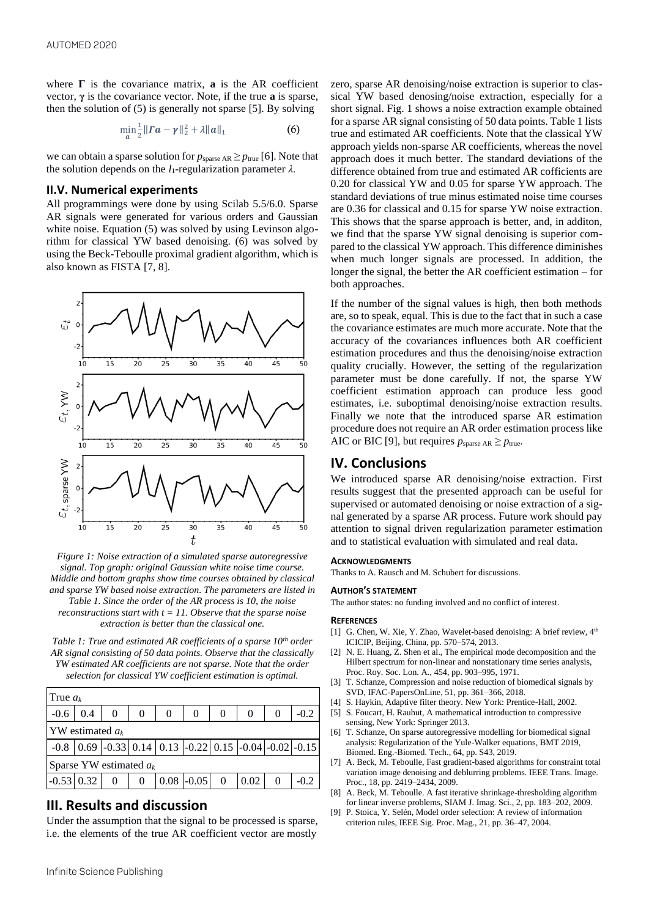where $\mathbf{\Gamma}$ is the covariance matrix, $\mathbf{a}$ is the AR coefficient vector, $\boldsymbol{\gamma}$ is the covariance vector. Note, if the true $\mathbf{a}$ is sparse, then the solution of (5) is generally not sparse [5]. By solving

$$\min_{\boldsymbol{a}} \frac{1}{2}\|\boldsymbol{\Gamma a} - \boldsymbol{\gamma}\|_2^2 + \lambda\|\boldsymbol{a}\|_1 \tag{6}$$

we can obtain a sparse solution for $p_{\text{sparse AR}} \geq p_{\text{true}}$ [6]. Note that the solution depends on the $l_1$-regularization parameter $\lambda$.

## II.V. Numerical experiments

All programmings were done by using Scilab 5.5/6.0. Sparse AR signals were generated for various orders and Gaussian white noise. Equation (5) was solved by using Levinson algorithm for classical YW based denoising. (6) was solved by using the Beck-Teboulle proximal gradient algorithm, which is also known as FISTA [7, 8].

$\varepsilon_t$

$\varepsilon_{t,\text{ YW}}$

$\varepsilon_{t,\text{ sparse YW}}$

2
0
-2

10 15 20 25 30 35 40 45 50

$t$

*Figure 1: Noise extraction of a simulated sparse autoregressive signal. Top graph: original Gaussian white noise time course. Middle and bottom graphs show time courses obtained by classical and sparse YW based noise extraction. The parameters are listed in Table 1. Since the order of the AR process is 10, the noise reconstructions start with $t = 11$. Observe that the sparse noise extraction is better than the classical one.*

*Table 1: True and estimated AR coefficients of a sparse 10th order AR signal consisting of 50 data points. Observe that the classically YW estimated AR coefficients are not sparse. Note that the order selection for classical YW coefficient estimation is optimal.*

| | | | | | | | | | |
|---|---|---|---|---|---|---|---|---|---|
| True $a_k$ | | | | | | | | | |
| -0.6 | 0.4 | 0 | 0 | 0 | 0 | 0 | 0 | 0 | -0.2 |
| YW estimated $a_k$ | | | | | | | | | |
| -0.8 | 0.69 | -0.33 | 0.14 | 0.13 | -0.22 | 0.15 | -0.04 | -0.02 | -0.15 |
| Sparse YW estimated $a_k$ | | | | | | | | | |
| -0.53 | 0.32 | 0 | 0 | 0.08 | -0.05 | 0 | 0.02 | 0 | -0.2 |

## III. Results and discussion

Under the assumption that the signal to be processed is sparse, i.e. the elements of the true AR coefficient vector are mostly zero, sparse AR denoising/noise extraction is superior to classical YW based denosing/noise extraction, especially for a short signal. Fig. 1 shows a noise extraction example obtained for a sparse AR signal consisting of 50 data points. Table 1 lists true and estimated AR coefficients. Note that the classical YW approach yields non-sparse AR coefficients, whereas the novel approach does it much better. The standard deviations of the difference obtained from true and estimated AR cofficients are 0.20 for classical YW and 0.05 for sparse YW approach. The standard deviations of true minus estimated noise time courses are 0.36 for classical and 0.15 for sparse YW noise extraction. This shows that the sparse approach is better, and, in additon, we find that the sparse YW signal denoising is superior compared to the classical YW approach. This difference diminishes when much longer signals are processed. In addition, the longer the signal, the better the AR coefficient estimation – for both approaches.

If the number of the signal values is high, then both methods are, so to speak, equal. This is due to the fact that in such a case the covariance estimates are much more accurate. Note that the accuracy of the covariances influences both AR coefficient estimation procedures and thus the denoising/noise extraction quality crucially. However, the setting of the regularization parameter must be done carefully. If not, the sparse YW coefficient estimation approach can produce less good estimates, i.e. suboptimal denoising/noise extraction results. Finally we note that the introduced sparse AR estimation procedure does not require an AR order estimation process like AIC or BIC [9], but requires $p_{\text{sparse AR}} \geq p_{\text{true}}$.

## IV. Conclusions

We introduced sparse AR denoising/noise extraction. First results suggest that the presented approach can be useful for supervised or automated denoising or noise extraction of a signal generated by a sparse AR process. Future work should pay attention to signal driven regularization parameter estimation and to statistical evaluation with simulated and real data.

#### ACKNOWLEDGMENTS

Thanks to A. Rausch and M. Schubert for discussions.

#### AUTHOR'S STATEMENT

The author states: no funding involved and no conflict of interest.

#### REFERENCES

[1] G. Chen, W. Xie, Y. Zhao, Wavelet-based denoising: A brief review, 4th ICICIP, Beijing, China, pp. 570–574, 2013.

[2] N. E. Huang, Z. Shen et al., The empirical mode decomposition and the Hilbert spectrum for non-linear and nonstationary time series analysis, Proc. Roy. Soc. Lon. A., 454, pp. 903–995, 1971.

[3] T. Schanze, Compression and noise reduction of biomedical signals by SVD, IFAC-PapersOnLine, 51, pp. 361–366, 2018.

[4] S. Haykin, Adaptive filter theory. New York: Prentice-Hall, 2002.

[5] S. Foucart, H. Rauhut, A mathematical introduction to compressive sensing, New York: Springer 2013.

[6] T. Schanze, On sparse autoregressive modelling for biomedical signal analysis: Regularization of the Yule-Walker equations, BMT 2019, Biomed. Eng.-Biomed. Tech., 64, pp. S43, 2019.

[7] A. Beck, M. Teboulle, Fast gradient-based algorithms for constraint total variation image denoising and deblurring problems. IEEE Trans. Image. Proc., 18, pp. 2419–2434, 2009.

[8] A. Beck, M. Teboulle. A fast iterative shrinkage-thresholding algorithm for linear inverse problems, SIAM J. Imag. Sci., 2, pp. 183–202, 2009.

[9] P. Stoica, Y. Selén, Model order selection: A review of information criterion rules, IEEE Sig. Proc. Mag., 21, pp. 36–47, 2004.